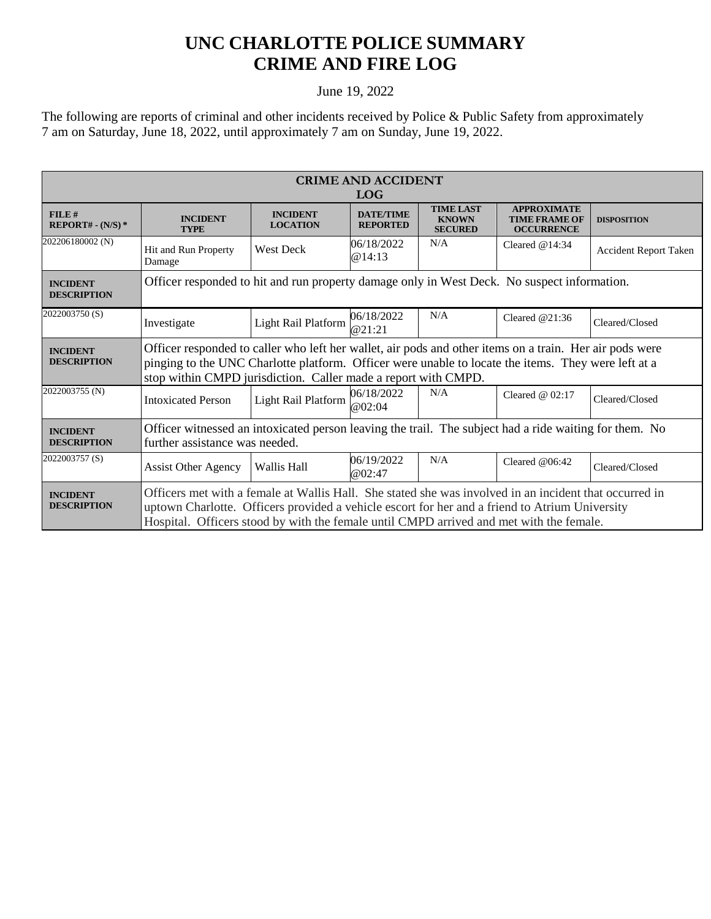# UNC CHARLOTTE POLICE SUMMARY
# CRIME AND FIRE LOG

June 19, 2022

The following are reports of criminal and other incidents received by Police & Public Safety from approximately 7 am on Saturday, June 18, 2022, until approximately 7 am on Sunday, June 19, 2022.

**CRIME AND ACCIDENT LOG**

| FILE # REPORT# - (N/S) * | INCIDENT TYPE | INCIDENT LOCATION | DATE/TIME REPORTED | TIME LAST KNOWN SECURED | APPROXIMATE TIME FRAME OF OCCURRENCE | DISPOSITION |
|---|---|---|---|---|---|---|
| 202206180002 (N) | Hit and Run Property Damage | West Deck | 06/18/2022 @14:13 | N/A | Cleared @14:34 | Accident Report Taken |
| INCIDENT DESCRIPTION | Officer responded to hit and run property damage only in West Deck. No suspect information. | | | | | |
| 2022003750 (S) | Investigate | Light Rail Platform | 06/18/2022 @21:21 | N/A | Cleared @21:36 | Cleared/Closed |
| INCIDENT DESCRIPTION | Officer responded to caller who left her wallet, air pods and other items on a train. Her air pods were pinging to the UNC Charlotte platform. Officer were unable to locate the items. They were left at a stop within CMPD jurisdiction. Caller made a report with CMPD. | | | | | |
| 2022003755 (N) | Intoxicated Person | Light Rail Platform | 06/18/2022 @02:04 | N/A | Cleared @ 02:17 | Cleared/Closed |
| INCIDENT DESCRIPTION | Officer witnessed an intoxicated person leaving the trail. The subject had a ride waiting for them. No further assistance was needed. | | | | | |
| 2022003757 (S) | Assist Other Agency | Wallis Hall | 06/19/2022 @02:47 | N/A | Cleared @06:42 | Cleared/Closed |
| INCIDENT DESCRIPTION | Officers met with a female at Wallis Hall. She stated she was involved in an incident that occurred in uptown Charlotte. Officers provided a vehicle escort for her and a friend to Atrium University Hospital. Officers stood by with the female until CMPD arrived and met with the female. | | | | | |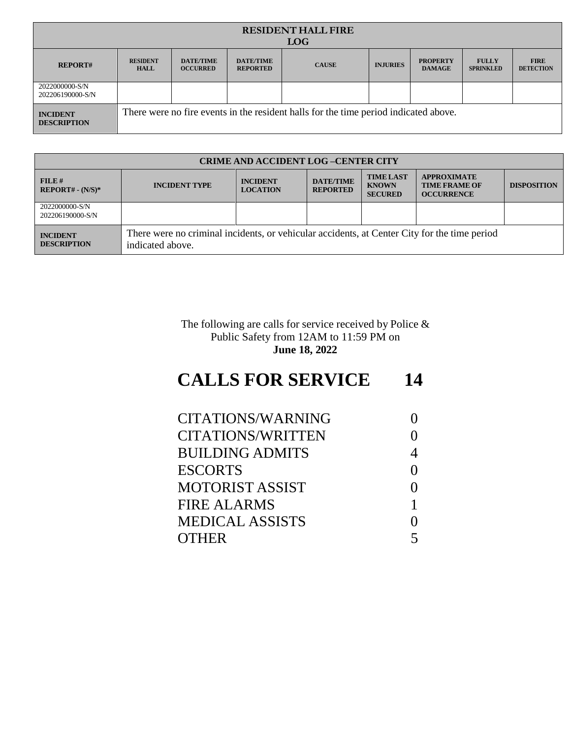| RESIDENT HALL FIRE LOG | | | | | | | | |
|---|---|---|---|---|---|---|---|---|
| **REPORT#** | **RESIDENT HALL** | **DATE/TIME OCCURRED** | **DATE/TIME REPORTED** | **CAUSE** | **INJURIES** | **PROPERTY DAMAGE** | **FULLY SPRINKLED** | **FIRE DETECTION** |
| 2022000000-S/N 202206190000-S/N | | | | | | | | |
| **INCIDENT DESCRIPTION** | There were no fire events in the resident halls for the time period indicated above. | | | | | | | |

| CRIME AND ACCIDENT LOG –CENTER CITY | | | | | | |
|---|---|---|---|---|---|---|
| **FILE # REPORT# - (N/S)*** | **INCIDENT TYPE** | **INCIDENT LOCATION** | **DATE/TIME REPORTED** | **TIME LAST KNOWN SECURED** | **APPROXIMATE TIME FRAME OF OCCURRENCE** | **DISPOSITION** |
| 2022000000-S/N 202206190000-S/N | | | | | | |
| **INCIDENT DESCRIPTION** | There were no criminal incidents, or vehicular accidents, at Center City for the time period indicated above. | | | | | |

The following are calls for service received by Police & Public Safety from 12AM to 11:59 PM on
**June 18, 2022**

# CALLS FOR SERVICE 14

| | |
|---|---|
| CITATIONS/WARNING | 0 |
| CITATIONS/WRITTEN | 0 |
| BUILDING ADMITS | 4 |
| ESCORTS | 0 |
| MOTORIST ASSIST | 0 |
| FIRE ALARMS | 1 |
| MEDICAL ASSISTS | 0 |
| OTHER | 5 |